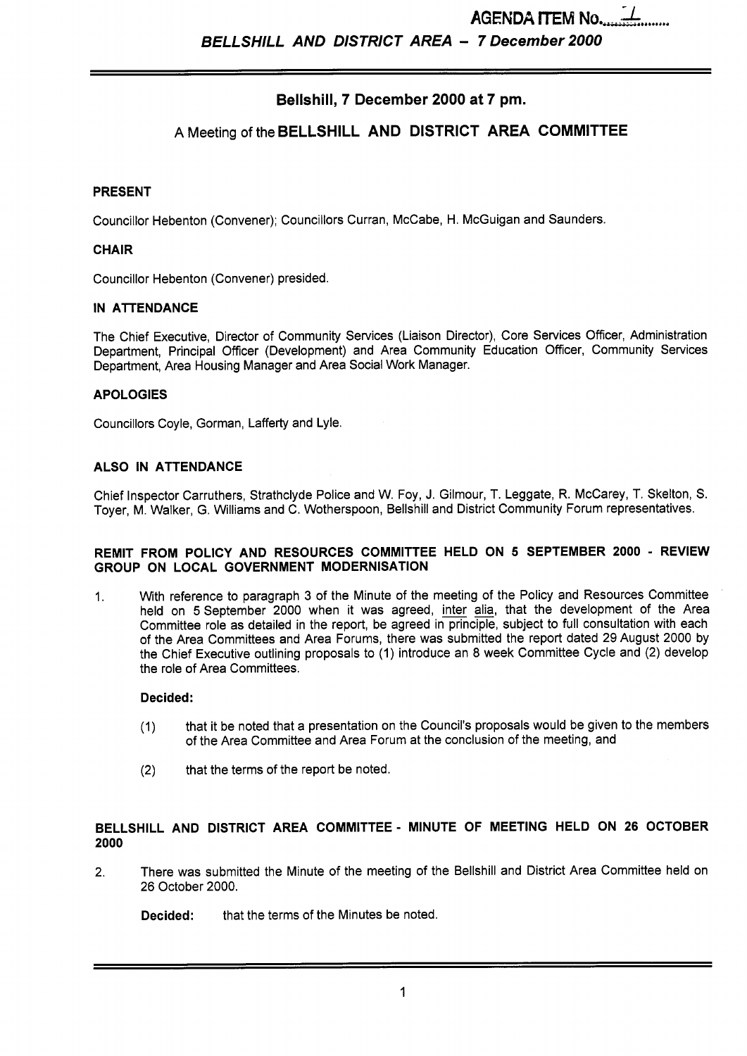AGENDA ITEM No. 1

# Bellshill, 7 December 2000 at 7 pm.

## A Meeting of the BELLSHILL AND DISTRICT AREA COMMITTEE

**PRESENT**

Councillor Hebenton (Convener); Councillors Curran, McCabe, H. McGuigan and Saunders.

**CHAIR**

Councillor Hebenton (Convener) presided.

**IN ATTENDANCE**

The Chief Executive, Director of Community Services (Liaison Director), Core Services Officer, Administration Department, Principal Officer (Development) and Area Community Education Officer, Community Services Department, Area Housing Manager and Area Social Work Manager.

**APOLOGIES**

Councillors Coyle, Gorman, Lafferty and Lyle.

**ALSO IN ATTENDANCE**

Chief Inspector Carruthers, Strathclyde Police and W. Foy, J. Gilmour, T. Leggate, R. McCarey, T. Skelton, S. Toyer, M. Walker, G. Williams and C. Wotherspoon, Bellshill and District Community Forum representatives.

**REMIT FROM POLICY AND RESOURCES COMMITTEE HELD ON 5 SEPTEMBER 2000 - REVIEW GROUP ON LOCAL GOVERNMENT MODERNISATION**

1. With reference to paragraph 3 of the Minute of the meeting of the Policy and Resources Committee held on 5 September 2000 when it was agreed, inter alia, that the development of the Area Committee role as detailed in the report, be agreed in principle, subject to full consultation with each of the Area Committees and Area Forums, there was submitted the report dated 29 August 2000 by the Chief Executive outlining proposals to (1) introduce an 8 week Committee Cycle and (2) develop the role of Area Committees.

   **Decided:**

   (1) that it be noted that a presentation on the Council's proposals would be given to the members of the Area Committee and Area Forum at the conclusion of the meeting, and

   (2) that the terms of the report be noted.

**BELLSHILL AND DISTRICT AREA COMMITTEE - MINUTE OF MEETING HELD ON 26 OCTOBER 2000**

2. There was submitted the Minute of the meeting of the Bellshill and District Area Committee held on 26 October 2000.

   **Decided:** that the terms of the Minutes be noted.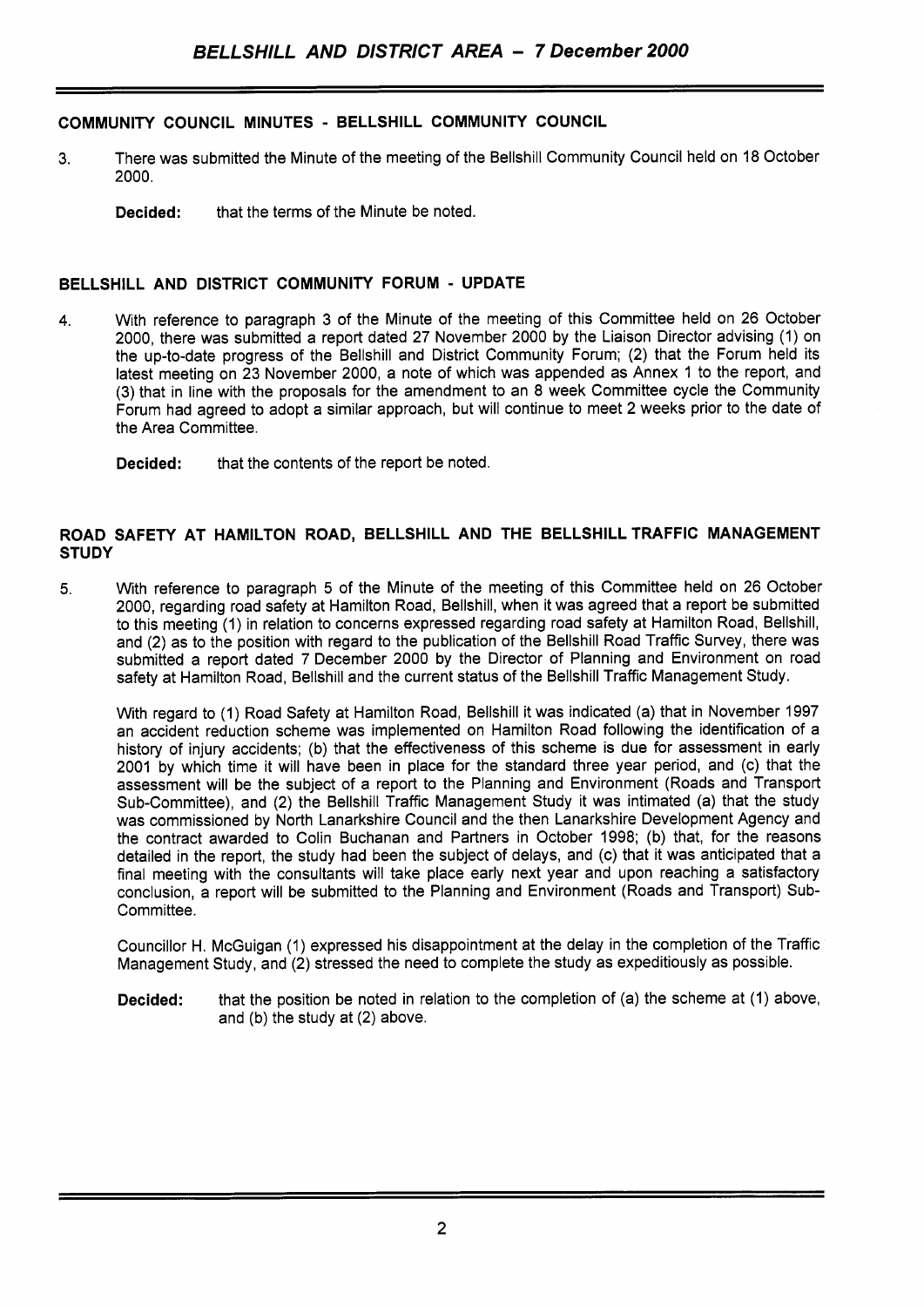## COMMUNITY COUNCIL MINUTES - BELLSHILL COMMUNITY COUNCIL

3. There was submitted the Minute of the meeting of the Bellshill Community Council held on 18 October 2000.

   **Decided:** that the terms of the Minute be noted.

## BELLSHILL AND DISTRICT COMMUNITY FORUM - UPDATE

4. With reference to paragraph 3 of the Minute of the meeting of this Committee held on 26 October 2000, there was submitted a report dated 27 November 2000 by the Liaison Director advising (1) on the up-to-date progress of the Bellshill and District Community Forum; (2) that the Forum held its latest meeting on 23 November 2000, a note of which was appended as Annex 1 to the report, and (3) that in line with the proposals for the amendment to an 8 week Committee cycle the Community Forum had agreed to adopt a similar approach, but will continue to meet 2 weeks prior to the date of the Area Committee.

   **Decided:** that the contents of the report be noted.

## ROAD SAFETY AT HAMILTON ROAD, BELLSHILL AND THE BELLSHILL TRAFFIC MANAGEMENT STUDY

5. With reference to paragraph 5 of the Minute of the meeting of this Committee held on 26 October 2000, regarding road safety at Hamilton Road, Bellshill, when it was agreed that a report be submitted to this meeting (1) in relation to concerns expressed regarding road safety at Hamilton Road, Bellshill, and (2) as to the position with regard to the publication of the Bellshill Road Traffic Survey, there was submitted a report dated 7 December 2000 by the Director of Planning and Environment on road safety at Hamilton Road, Bellshill and the current status of the Bellshill Traffic Management Study.

   With regard to (1) Road Safety at Hamilton Road, Bellshill it was indicated (a) that in November 1997 an accident reduction scheme was implemented on Hamilton Road following the identification of a history of injury accidents; (b) that the effectiveness of this scheme is due for assessment in early 2001 by which time it will have been in place for the standard three year period, and (c) that the assessment will be the subject of a report to the Planning and Environment (Roads and Transport Sub-Committee), and (2) the Bellshill Traffic Management Study it was intimated (a) that the study was commissioned by North Lanarkshire Council and the then Lanarkshire Development Agency and the contract awarded to Colin Buchanan and Partners in October 1998; (b) that, for the reasons detailed in the report, the study had been the subject of delays, and (c) that it was anticipated that a final meeting with the consultants will take place early next year and upon reaching a satisfactory conclusion, a report will be submitted to the Planning and Environment (Roads and Transport) Sub-Committee.

   Councillor H. McGuigan (1) expressed his disappointment at the delay in the completion of the Traffic Management Study, and (2) stressed the need to complete the study as expeditiously as possible.

   **Decided:** that the position be noted in relation to the completion of (a) the scheme at (1) above, and (b) the study at (2) above.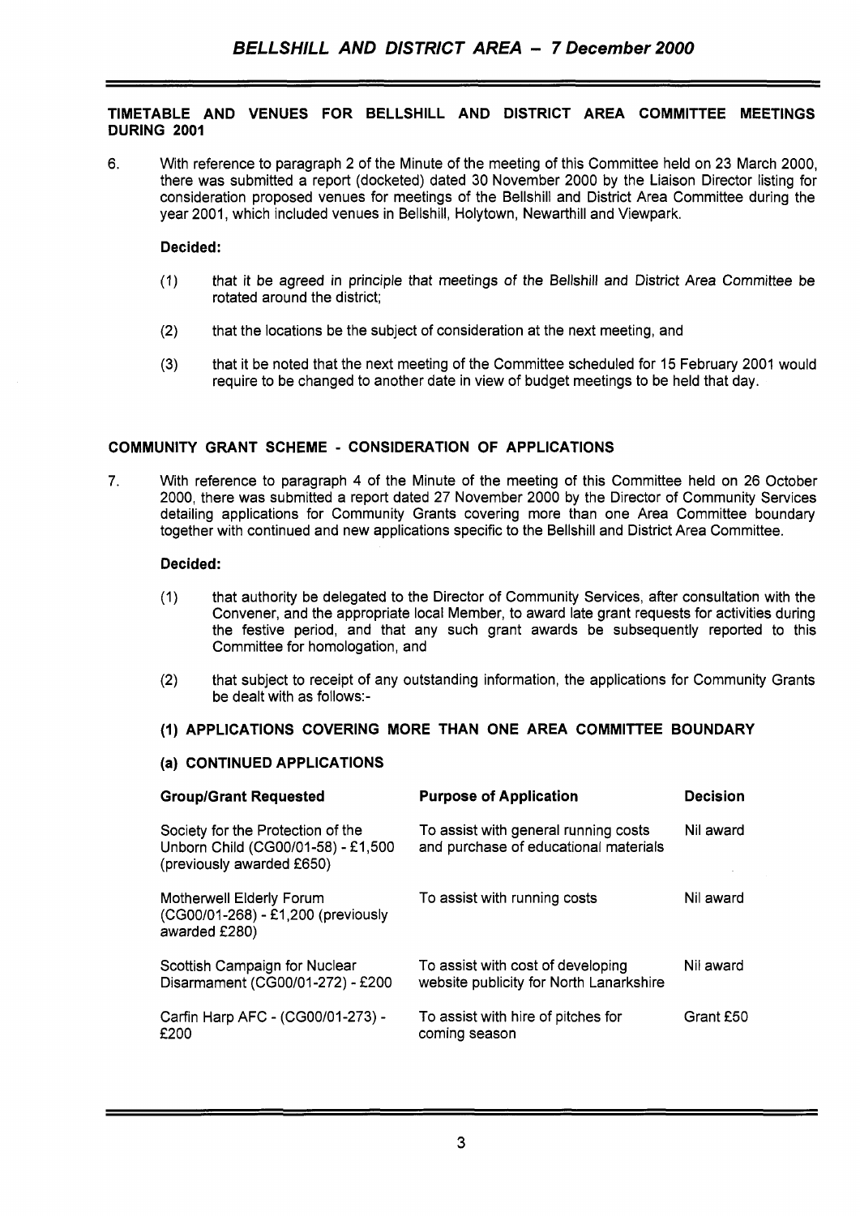## TIMETABLE AND VENUES FOR BELLSHILL AND DISTRICT AREA COMMITTEE MEETINGS DURING 2001

6. With reference to paragraph 2 of the Minute of the meeting of this Committee held on 23 March 2000, there was submitted a report (docketed) dated 30 November 2000 by the Liaison Director listing for consideration proposed venues for meetings of the Bellshill and District Area Committee during the year 2001, which included venues in Bellshill, Holytown, Newarthill and Viewpark.

**Decided:**

(1) that it be agreed in principle that meetings of the Bellshill and District Area Committee be rotated around the district;

(2) that the locations be the subject of consideration at the next meeting, and

(3) that it be noted that the next meeting of the Committee scheduled for 15 February 2001 would require to be changed to another date in view of budget meetings to be held that day.

## COMMUNITY GRANT SCHEME - CONSIDERATION OF APPLICATIONS

7. With reference to paragraph 4 of the Minute of the meeting of this Committee held on 26 October 2000, there was submitted a report dated 27 November 2000 by the Director of Community Services detailing applications for Community Grants covering more than one Area Committee boundary together with continued and new applications specific to the Bellshill and District Area Committee.

**Decided:**

(1) that authority be delegated to the Director of Community Services, after consultation with the Convener, and the appropriate local Member, to award late grant requests for activities during the festive period, and that any such grant awards be subsequently reported to this Committee for homologation, and

(2) that subject to receipt of any outstanding information, the applications for Community Grants be dealt with as follows:-

### (1) APPLICATIONS COVERING MORE THAN ONE AREA COMMITTEE BOUNDARY

### (a) CONTINUED APPLICATIONS

| Group/Grant Requested | Purpose of Application | Decision |
|---|---|---|
| Society for the Protection of the Unborn Child (CG00/01-58) - £1,500 (previously awarded £650) | To assist with general running costs and purchase of educational materials | Nil award |
| Motherwell Elderly Forum (CG00/01-268) - £1,200 (previously awarded £280) | To assist with running costs | Nil award |
| Scottish Campaign for Nuclear Disarmament (CG00/01-272) - £200 | To assist with cost of developing website publicity for North Lanarkshire | Nil award |
| Carfin Harp AFC - (CG00/01-273) - £200 | To assist with hire of pitches for coming season | Grant £50 |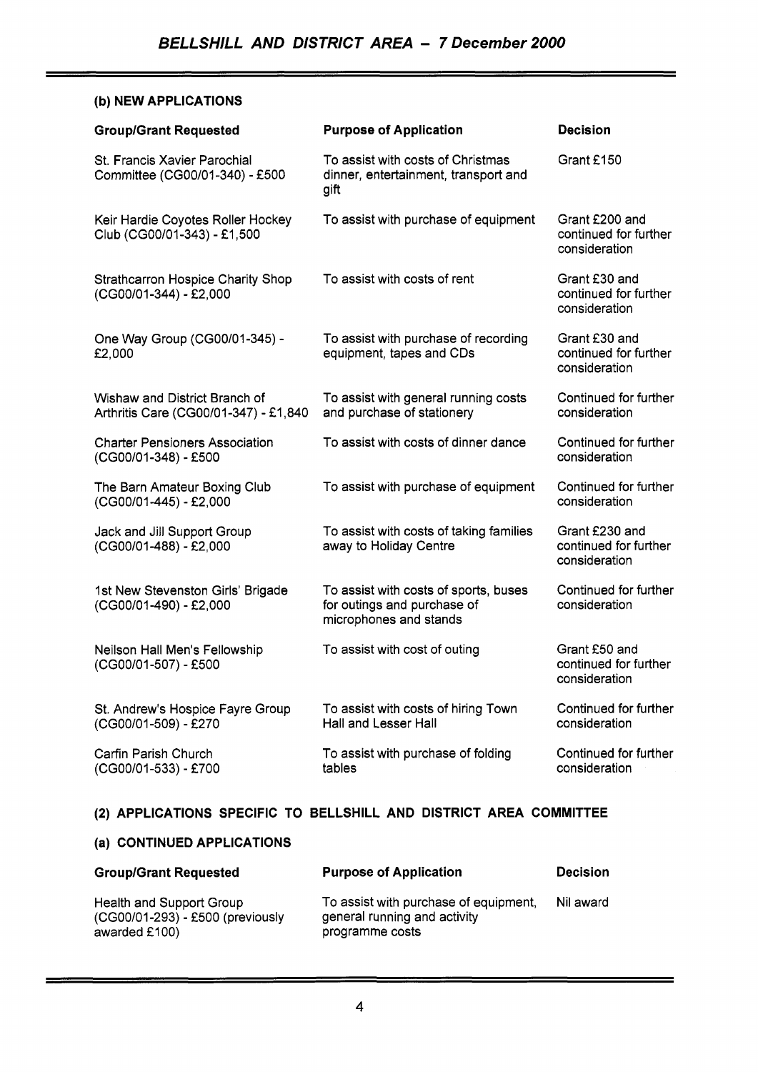### (b) NEW APPLICATIONS

| Group/Grant Requested | Purpose of Application | Decision |
|---|---|---|
| St. Francis Xavier Parochial Committee (CG00/01-340) - £500 | To assist with costs of Christmas dinner, entertainment, transport and gift | Grant £150 |
| Keir Hardie Coyotes Roller Hockey Club (CG00/01-343) - £1,500 | To assist with purchase of equipment | Grant £200 and continued for further consideration |
| Strathcarron Hospice Charity Shop (CG00/01-344) - £2,000 | To assist with costs of rent | Grant £30 and continued for further consideration |
| One Way Group (CG00/01-345) - £2,000 | To assist with purchase of recording equipment, tapes and CDs | Grant £30 and continued for further consideration |
| Wishaw and District Branch of Arthritis Care (CG00/01-347) - £1,840 | To assist with general running costs and purchase of stationery | Continued for further consideration |
| Charter Pensioners Association (CG00/01-348) - £500 | To assist with costs of dinner dance | Continued for further consideration |
| The Barn Amateur Boxing Club (CG00/01-445) - £2,000 | To assist with purchase of equipment | Continued for further consideration |
| Jack and Jill Support Group (CG00/01-488) - £2,000 | To assist with costs of taking families away to Holiday Centre | Grant £230 and continued for further consideration |
| 1st New Stevenston Girls' Brigade (CG00/01-490) - £2,000 | To assist with costs of sports, buses for outings and purchase of microphones and stands | Continued for further consideration |
| Neilson Hall Men's Fellowship (CG00/01-507) - £500 | To assist with cost of outing | Grant £50 and continued for further consideration |
| St. Andrew's Hospice Fayre Group (CG00/01-509) - £270 | To assist with costs of hiring Town Hall and Lesser Hall | Continued for further consideration |
| Carfin Parish Church (CG00/01-533) - £700 | To assist with purchase of folding tables | Continued for further consideration |

## (2) APPLICATIONS SPECIFIC TO BELLSHILL AND DISTRICT AREA COMMITTEE

### (a) CONTINUED APPLICATIONS

| Group/Grant Requested | Purpose of Application | Decision |
|---|---|---|
| Health and Support Group (CG00/01-293) - £500 (previously awarded £100) | To assist with purchase of equipment, general running and activity programme costs | Nil award |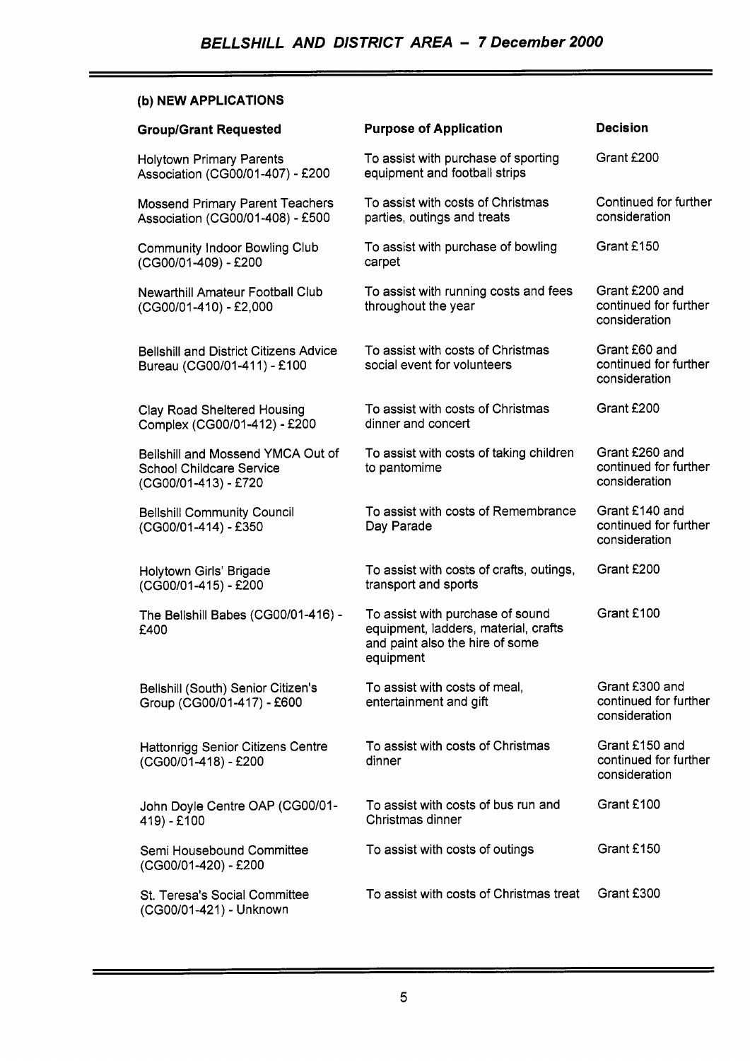### (b) NEW APPLICATIONS

| Group/Grant Requested | Purpose of Application | Decision |
|---|---|---|
| Holytown Primary Parents Association (CG00/01-407) - £200 | To assist with purchase of sporting equipment and football strips | Grant £200 |
| Mossend Primary Parent Teachers Association (CG00/01-408) - £500 | To assist with costs of Christmas parties, outings and treats | Continued for further consideration |
| Community Indoor Bowling Club (CG00/01-409) - £200 | To assist with purchase of bowling carpet | Grant £150 |
| Newarthill Amateur Football Club (CG00/01-410) - £2,000 | To assist with running costs and fees throughout the year | Grant £200 and continued for further consideration |
| Bellshill and District Citizens Advice Bureau (CG00/01-411) - £100 | To assist with costs of Christmas social event for volunteers | Grant £60 and continued for further consideration |
| Clay Road Sheltered Housing Complex (CG00/01-412) - £200 | To assist with costs of Christmas dinner and concert | Grant £200 |
| Bellshill and Mossend YMCA Out of School Childcare Service (CG00/01-413) - £720 | To assist with costs of taking children to pantomime | Grant £260 and continued for further consideration |
| Bellshill Community Council (CG00/01-414) - £350 | To assist with costs of Remembrance Day Parade | Grant £140 and continued for further consideration |
| Holytown Girls' Brigade (CG00/01-415) - £200 | To assist with costs of crafts, outings, transport and sports | Grant £200 |
| The Bellshill Babes (CG00/01-416) - £400 | To assist with purchase of sound equipment, ladders, material, crafts and paint also the hire of some equipment | Grant £100 |
| Bellshill (South) Senior Citizen's Group (CG00/01-417) - £600 | To assist with costs of meal, entertainment and gift | Grant £300 and continued for further consideration |
| Hattonrigg Senior Citizens Centre (CG00/01-418) - £200 | To assist with costs of Christmas dinner | Grant £150 and continued for further consideration |
| John Doyle Centre OAP (CG00/01-419) - £100 | To assist with costs of bus run and Christmas dinner | Grant £100 |
| Semi Housebound Committee (CG00/01-420) - £200 | To assist with costs of outings | Grant £150 |
| St. Teresa's Social Committee (CG00/01-421) - Unknown | To assist with costs of Christmas treat | Grant £300 |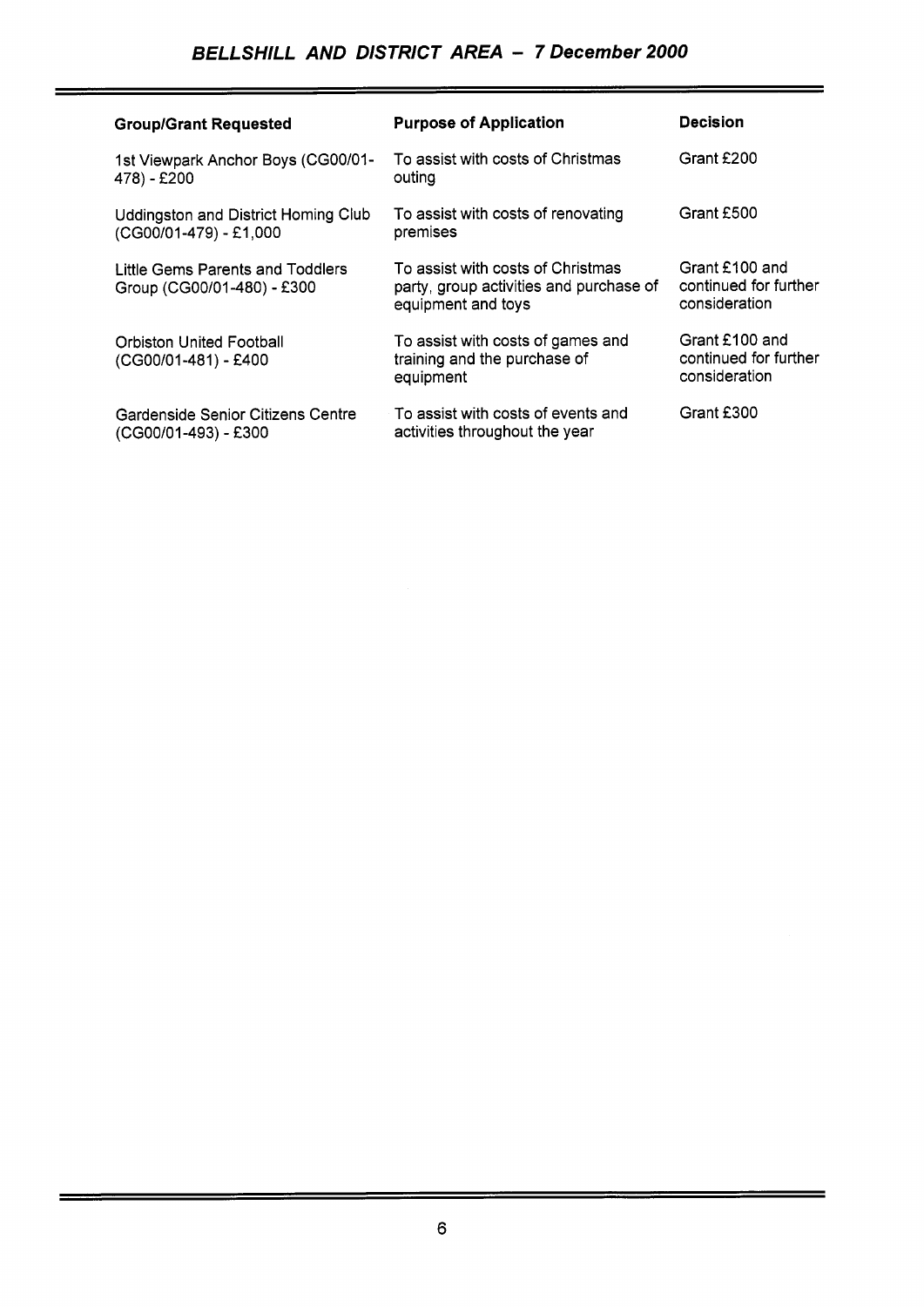| Group/Grant Requested | Purpose of Application | Decision |
|---|---|---|
| 1st Viewpark Anchor Boys (CG00/01-478) - £200 | To assist with costs of Christmas outing | Grant £200 |
| Uddingston and District Homing Club (CG00/01-479) - £1,000 | To assist with costs of renovating premises | Grant £500 |
| Little Gems Parents and Toddlers Group (CG00/01-480) - £300 | To assist with costs of Christmas party, group activities and purchase of equipment and toys | Grant £100 and continued for further consideration |
| Orbiston United Football (CG00/01-481) - £400 | To assist with costs of games and training and the purchase of equipment | Grant £100 and continued for further consideration |
| Gardenside Senior Citizens Centre (CG00/01-493) - £300 | To assist with costs of events and activities throughout the year | Grant £300 |